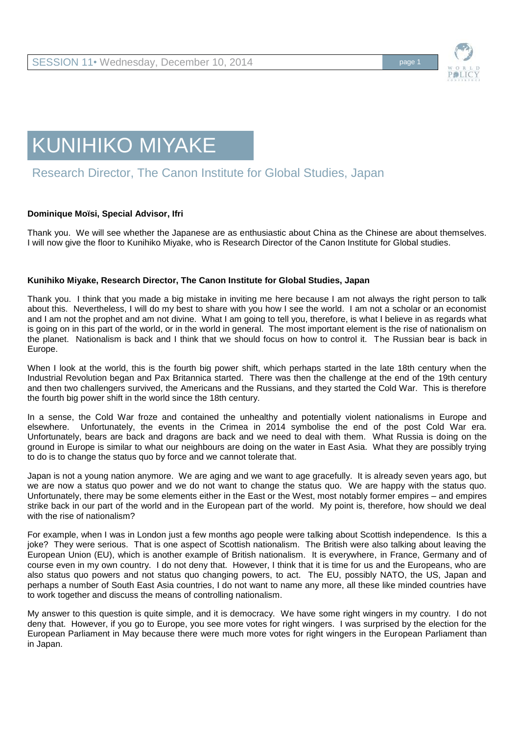# KUNIHIKO MIYAKE

## Research Director, The Canon Institute for Global Studies, Japan

**Dominique Moïsi, Special Advisor, Ifri**

Thank you. We will see whether the Japanese are as enthusiastic about China as the Chinese are about themselves. I will now give the floor to Kunihiko Miyake, who is Research Director of the Canon Institute for Global studies.

**Kunihiko Miyake, Research Director, The Canon Institute for Global Studies, Japan**

Thank you. I think that you made a big mistake in inviting me here because I am not always the right person to talk about this. Nevertheless, I will do my best to share with you how I see the world. I am not a scholar or an economist and I am not the prophet and am not divine. What I am going to tell you, therefore, is what I believe in as regards what is going on in this part of the world, or in the world in general. The most important element is the rise of nationalism on the planet. Nationalism is back and I think that we should focus on how to control it. The Russian bear is back in Europe.

When I look at the world, this is the fourth big power shift, which perhaps started in the late 18th century when the Industrial Revolution began and Pax Britannica started. There was then the challenge at the end of the 19th century and then two challengers survived, the Americans and the Russians, and they started the Cold War. This is therefore the fourth big power shift in the world since the 18th century.

In a sense, the Cold War froze and contained the unhealthy and potentially violent nationalisms in Europe and elsewhere. Unfortunately, the events in the Crimea in 2014 symbolise the end of the post Cold War era. Unfortunately, bears are back and dragons are back and we need to deal with them. What Russia is doing on the ground in Europe is similar to what our neighbours are doing on the water in East Asia. What they are possibly trying to do is to change the status quo by force and we cannot tolerate that.

Japan is not a young nation anymore. We are aging and we want to age gracefully. It is already seven years ago, but we are now a status quo power and we do not want to change the status quo. We are happy with the status quo. Unfortunately, there may be some elements either in the East or the West, most notably former empires – and empires strike back in our part of the world and in the European part of the world. My point is, therefore, how should we deal with the rise of nationalism?

For example, when I was in London just a few months ago people were talking about Scottish independence. Is this a joke? They were serious. That is one aspect of Scottish nationalism. The British were also talking about leaving the European Union (EU), which is another example of British nationalism. It is everywhere, in France, Germany and of course even in my own country. I do not deny that. However, I think that it is time for us and the Europeans, who are also status quo powers and not status quo changing powers, to act. The EU, possibly NATO, the US, Japan and perhaps a number of South East Asia countries, I do not want to name any more, all these like minded countries have to work together and discuss the means of controlling nationalism.

My answer to this question is quite simple, and it is democracy. We have some right wingers in my country. I do not deny that. However, if you go to Europe, you see more votes for right wingers. I was surprised by the election for the European Parliament in May because there were much more votes for right wingers in the European Parliament than in Japan.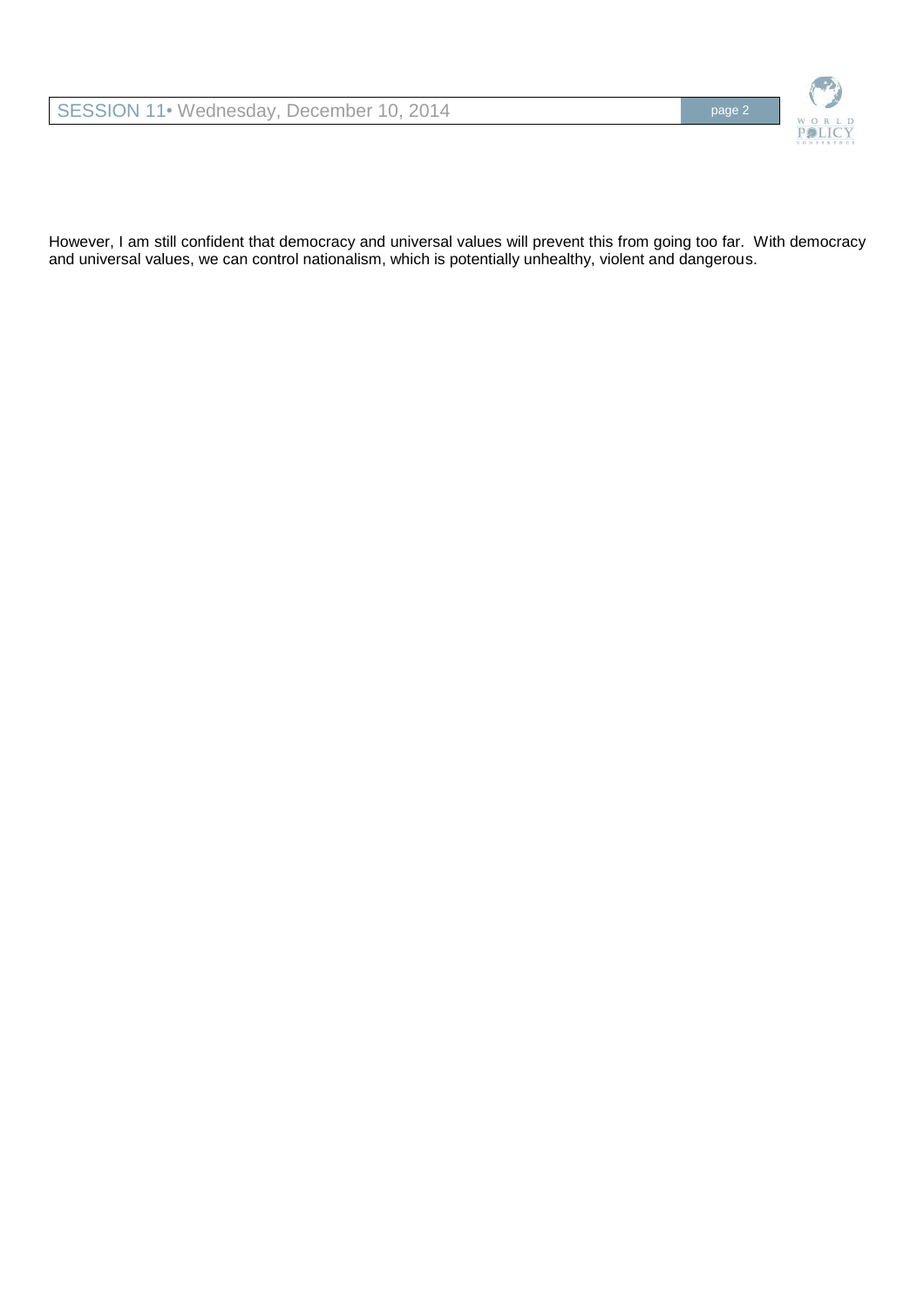However, I am still confident that democracy and universal values will prevent this from going too far. With democracy and universal values, we can control nationalism, which is potentially unhealthy, violent and dangerous.